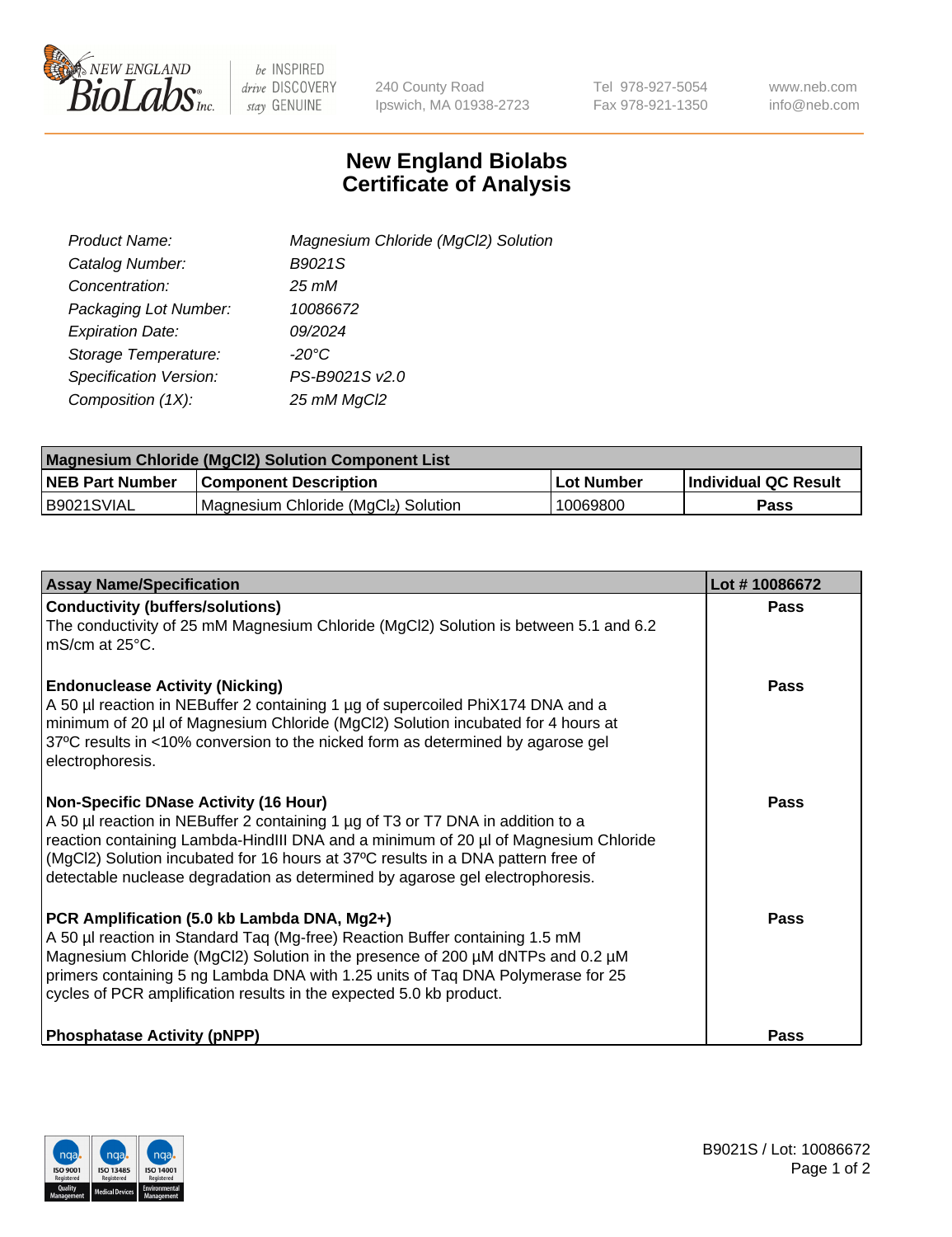New England BioLabs Inc. — be INSPIRED drive DISCOVERY stay GENUINE

240 County Road
Ipswich, MA 01938-2723

Tel 978-927-5054
Fax 978-921-1350

www.neb.com
info@neb.com

# New England Biolabs
# Certificate of Analysis

| | |
|---|---|
| *Product Name:* | *Magnesium Chloride (MgCl2) Solution* |
| *Catalog Number:* | *B9021S* |
| *Concentration:* | *25 mM* |
| *Packaging Lot Number:* | *10086672* |
| *Expiration Date:* | *09/2024* |
| *Storage Temperature:* | *-20°C* |
| *Specification Version:* | *PS-B9021S v2.0* |
| *Composition (1X):* | *25 mM MgCl2* |

| **Magnesium Chloride (MgCl2) Solution Component List** | | | |
|---|---|---|---|
| **NEB Part Number** | **Component Description** | **Lot Number** | **Individual QC Result** |
| B9021SVIAL | Magnesium Chloride ($MgCl_2$) Solution | 10069800 | **Pass** |

| **Assay Name/Specification** | **Lot # 10086672** |
|---|---|
| **Conductivity (buffers/solutions)**<br>The conductivity of 25 mM Magnesium Chloride (MgCl2) Solution is between 5.1 and 6.2 mS/cm at 25°C. | **Pass** |
| **Endonuclease Activity (Nicking)**<br>A 50 µl reaction in NEBuffer 2 containing 1 µg of supercoiled PhiX174 DNA and a minimum of 20 µl of Magnesium Chloride (MgCl2) Solution incubated for 4 hours at 37ºC results in <10% conversion to the nicked form as determined by agarose gel electrophoresis. | **Pass** |
| **Non-Specific DNase Activity (16 Hour)**<br>A 50 µl reaction in NEBuffer 2 containing 1 µg of T3 or T7 DNA in addition to a reaction containing Lambda-HindIII DNA and a minimum of 20 µl of Magnesium Chloride (MgCl2) Solution incubated for 16 hours at 37ºC results in a DNA pattern free of detectable nuclease degradation as determined by agarose gel electrophoresis. | **Pass** |
| **PCR Amplification (5.0 kb Lambda DNA, Mg2+)**<br>A 50 µl reaction in Standard Taq (Mg-free) Reaction Buffer containing 1.5 mM Magnesium Chloride (MgCl2) Solution in the presence of 200 µM dNTPs and 0.2 µM primers containing 5 ng Lambda DNA with 1.25 units of Taq DNA Polymerase for 25 cycles of PCR amplification results in the expected 5.0 kb product. | **Pass** |
| **Phosphatase Activity (pNPP)** | **Pass** |

B9021S / Lot: 10086672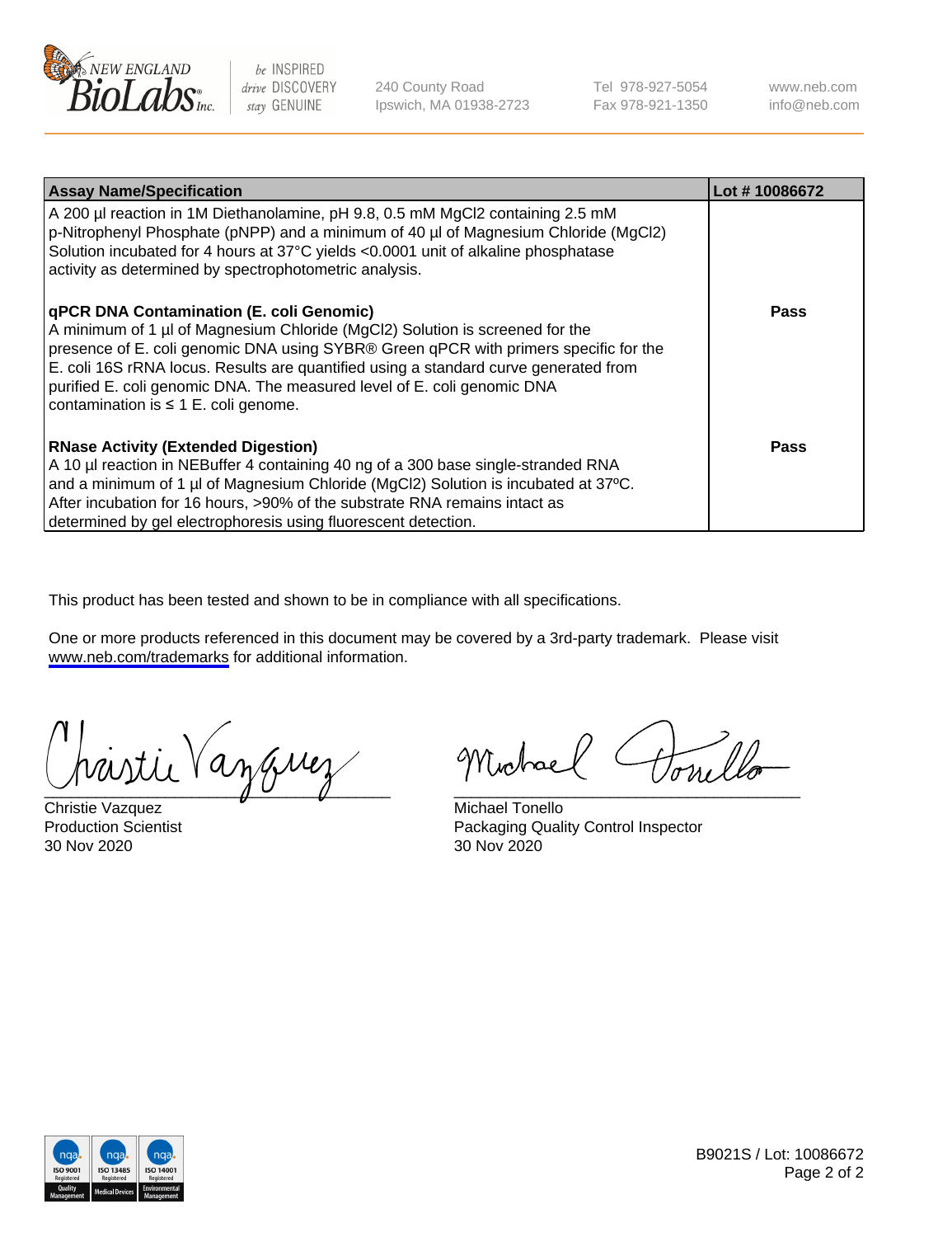| Assay Name/Specification | Lot # 10086672 |
| --- | --- |
| A 200 µl reaction in 1M Diethanolamine, pH 9.8, 0.5 mM $MgCl_2$ containing 2.5 mM p-Nitrophenyl Phosphate (pNPP) and a minimum of 40 µl of Magnesium Chloride ($MgCl_2$) Solution incubated for 4 hours at 37°C yields <0.0001 unit of alkaline phosphatase activity as determined by spectrophotometric analysis. | |
| **qPCR DNA Contamination (E. coli Genomic)**<br>A minimum of 1 µl of Magnesium Chloride ($MgCl_2$) Solution is screened for the presence of E. coli genomic DNA using SYBR® Green qPCR with primers specific for the E. coli 16S rRNA locus. Results are quantified using a standard curve generated from purified E. coli genomic DNA. The measured level of E. coli genomic DNA contamination is ≤ 1 E. coli genome. | **Pass** |
| **RNase Activity (Extended Digestion)**<br>A 10 µl reaction in NEBuffer 4 containing 40 ng of a 300 base single-stranded RNA and a minimum of 1 µl of Magnesium Chloride ($MgCl_2$) Solution is incubated at 37ºC. After incubation for 16 hours, >90% of the substrate RNA remains intact as determined by gel electrophoresis using fluorescent detection. | **Pass** |

This product has been tested and shown to be in compliance with all specifications.

One or more products referenced in this document may be covered by a 3rd-party trademark. Please visit www.neb.com/trademarks for additional information.

Christie Vazquez
Production Scientist
30 Nov 2020

Michael Tonello
Packaging Quality Control Inspector
30 Nov 2020

B9021S / Lot: 10086672